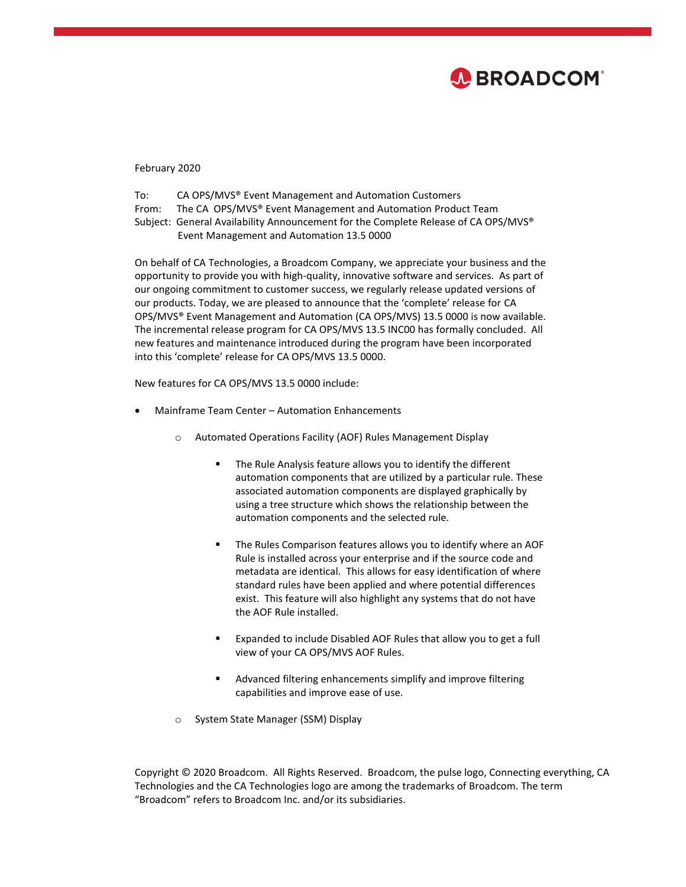February 2020

To: CA OPS/MVS® Event Management and Automation Customers
From: The CA OPS/MVS® Event Management and Automation Product Team
Subject: General Availability Announcement for the Complete Release of CA OPS/MVS® Event Management and Automation 13.5 0000

On behalf of CA Technologies, a Broadcom Company, we appreciate your business and the opportunity to provide you with high-quality, innovative software and services. As part of our ongoing commitment to customer success, we regularly release updated versions of our products. Today, we are pleased to announce that the 'complete' release for CA OPS/MVS® Event Management and Automation (CA OPS/MVS) 13.5 0000 is now available. The incremental release program for CA OPS/MVS 13.5 INC00 has formally concluded. All new features and maintenance introduced during the program have been incorporated into this 'complete' release for CA OPS/MVS 13.5 0000.

New features for CA OPS/MVS 13.5 0000 include:

- Mainframe Team Center – Automation Enhancements
  - Automated Operations Facility (AOF) Rules Management Display
    - The Rule Analysis feature allows you to identify the different automation components that are utilized by a particular rule. These associated automation components are displayed graphically by using a tree structure which shows the relationship between the automation components and the selected rule.
    - The Rules Comparison features allows you to identify where an AOF Rule is installed across your enterprise and if the source code and metadata are identical. This allows for easy identification of where standard rules have been applied and where potential differences exist. This feature will also highlight any systems that do not have the AOF Rule installed.
    - Expanded to include Disabled AOF Rules that allow you to get a full view of your CA OPS/MVS AOF Rules.
    - Advanced filtering enhancements simplify and improve filtering capabilities and improve ease of use.
  - System State Manager (SSM) Display

Copyright © 2020 Broadcom. All Rights Reserved. Broadcom, the pulse logo, Connecting everything, CA Technologies and the CA Technologies logo are among the trademarks of Broadcom. The term "Broadcom" refers to Broadcom Inc. and/or its subsidiaries.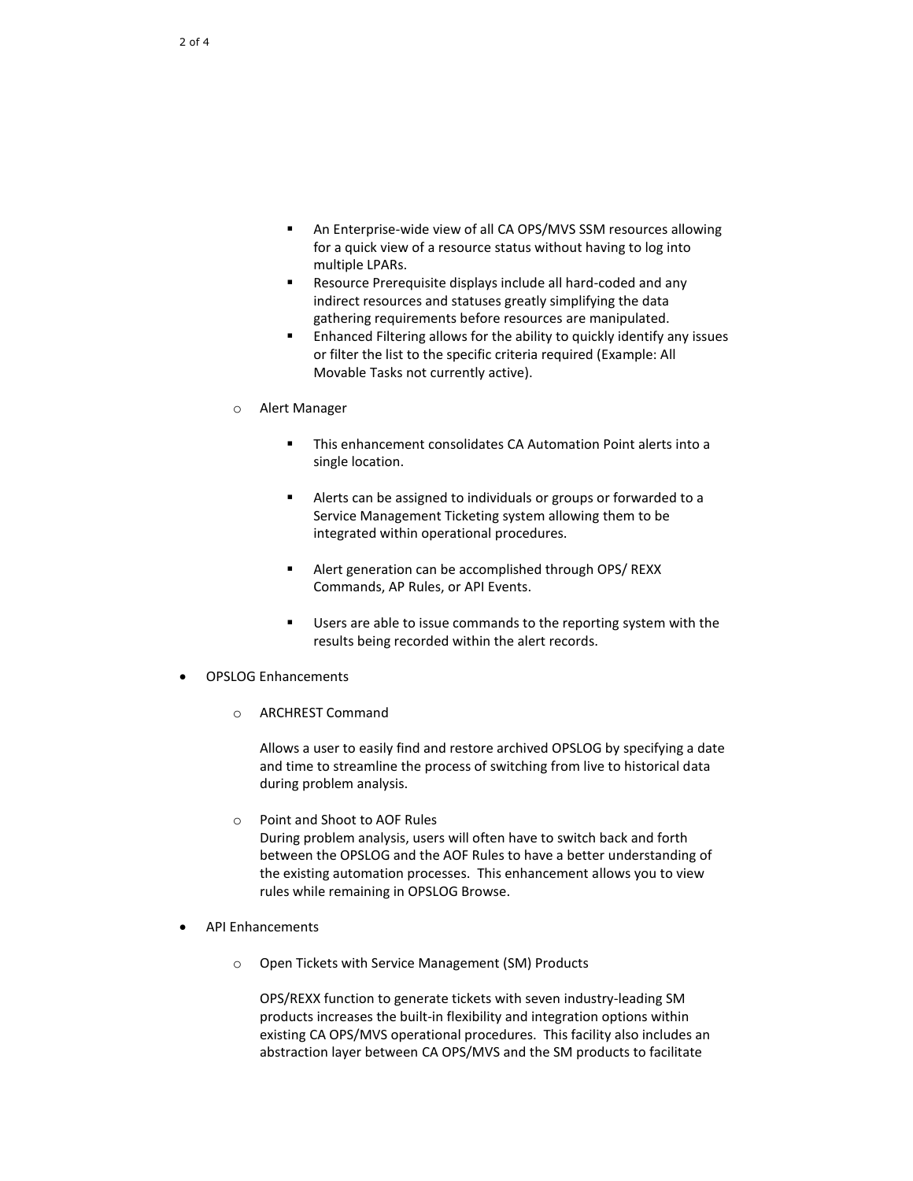- An Enterprise-wide view of all CA OPS/MVS SSM resources allowing for a quick view of a resource status without having to log into multiple LPARs.
        - Resource Prerequisite displays include all hard-coded and any indirect resources and statuses greatly simplifying the data gathering requirements before resources are manipulated.
        - Enhanced Filtering allows for the ability to quickly identify any issues or filter the list to the specific criteria required (Example: All Movable Tasks not currently active).

    - Alert Manager

        - This enhancement consolidates CA Automation Point alerts into a single location.
        - Alerts can be assigned to individuals or groups or forwarded to a Service Management Ticketing system allowing them to be integrated within operational procedures.
        - Alert generation can be accomplished through OPS/ REXX Commands, AP Rules, or API Events.
        - Users are able to issue commands to the reporting system with the results being recorded within the alert records.

- OPSLOG Enhancements

    - ARCHREST Command

      Allows a user to easily find and restore archived OPSLOG by specifying a date and time to streamline the process of switching from live to historical data during problem analysis.

    - Point and Shoot to AOF Rules
      During problem analysis, users will often have to switch back and forth between the OPSLOG and the AOF Rules to have a better understanding of the existing automation processes. This enhancement allows you to view rules while remaining in OPSLOG Browse.

- API Enhancements

    - Open Tickets with Service Management (SM) Products

      OPS/REXX function to generate tickets with seven industry-leading SM products increases the built-in flexibility and integration options within existing CA OPS/MVS operational procedures. This facility also includes an abstraction layer between CA OPS/MVS and the SM products to facilitate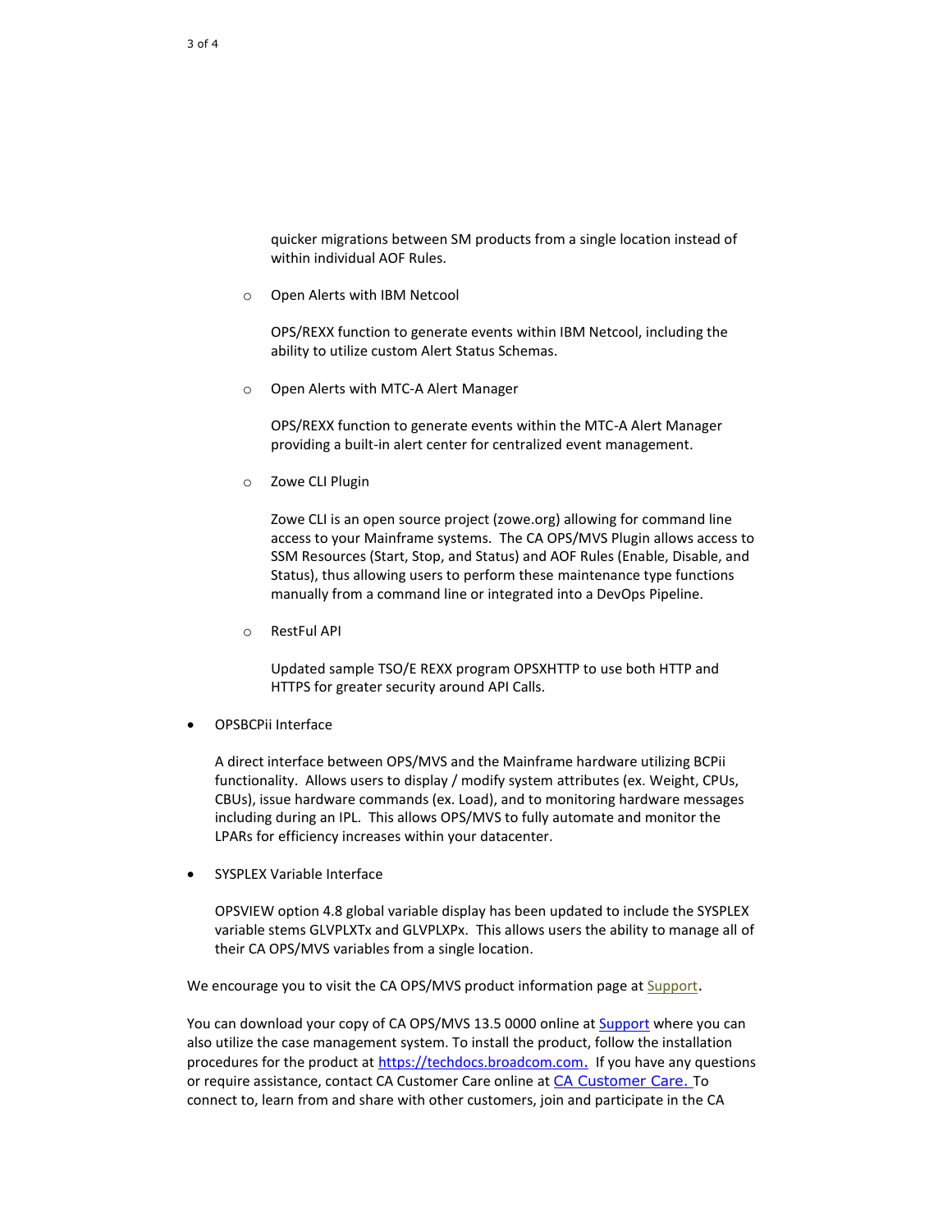quicker migrations between SM products from a single location instead of within individual AOF Rules.

- Open Alerts with IBM Netcool

  OPS/REXX function to generate events within IBM Netcool, including the ability to utilize custom Alert Status Schemas.

- Open Alerts with MTC-A Alert Manager

  OPS/REXX function to generate events within the MTC-A Alert Manager providing a built-in alert center for centralized event management.

- Zowe CLI Plugin

  Zowe CLI is an open source project (zowe.org) allowing for command line access to your Mainframe systems. The CA OPS/MVS Plugin allows access to SSM Resources (Start, Stop, and Status) and AOF Rules (Enable, Disable, and Status), thus allowing users to perform these maintenance type functions manually from a command line or integrated into a DevOps Pipeline.

- RestFul API

  Updated sample TSO/E REXX program OPSXHTTP to use both HTTP and HTTPS for greater security around API Calls.

- OPSBCPii Interface

  A direct interface between OPS/MVS and the Mainframe hardware utilizing BCPii functionality. Allows users to display / modify system attributes (ex. Weight, CPUs, CBUs), issue hardware commands (ex. Load), and to monitoring hardware messages including during an IPL. This allows OPS/MVS to fully automate and monitor the LPARs for efficiency increases within your datacenter.

- SYSPLEX Variable Interface

  OPSVIEW option 4.8 global variable display has been updated to include the SYSPLEX variable stems GLVPLXTx and GLVPLXPx. This allows users the ability to manage all of their CA OPS/MVS variables from a single location.

We encourage you to visit the CA OPS/MVS product information page at Support.

You can download your copy of CA OPS/MVS 13.5 0000 online at Support where you can also utilize the case management system. To install the product, follow the installation procedures for the product at https://techdocs.broadcom.com. If you have any questions or require assistance, contact CA Customer Care online at CA Customer Care. To connect to, learn from and share with other customers, join and participate in the CA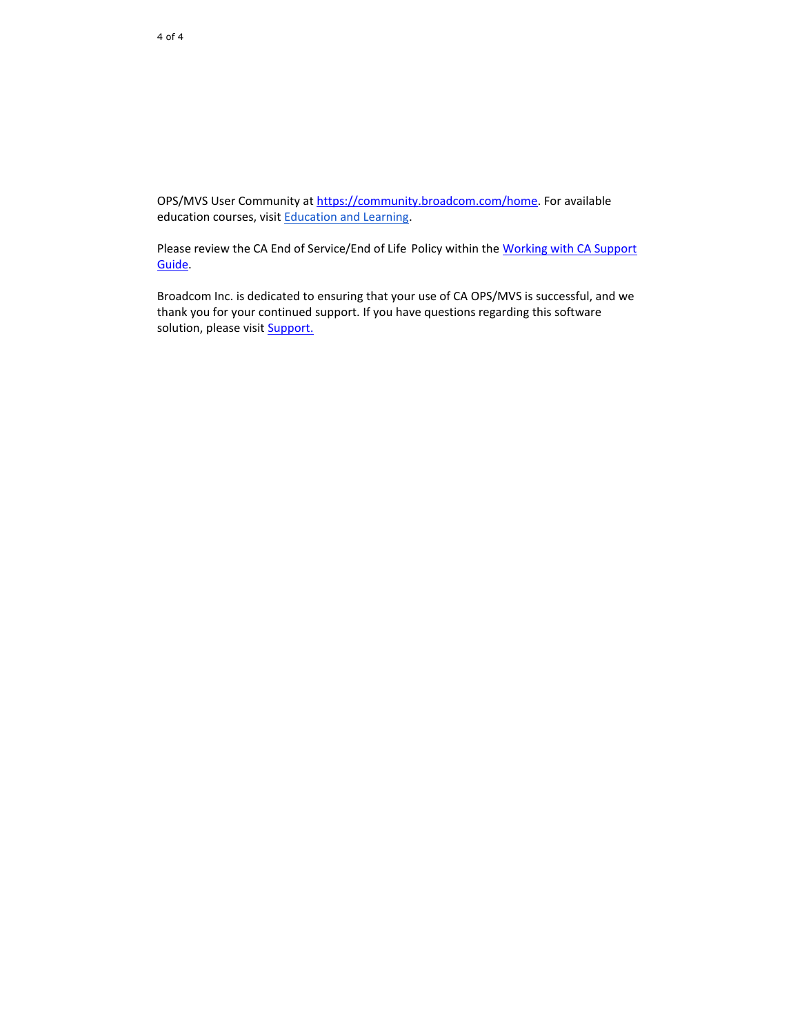OPS/MVS User Community at [https://community.broadcom.com/home](https://community.broadcom.com/home). For available education courses, visit [Education and Learning](#).

Please review the CA End of Service/End of Life Policy within the [Working with CA Support Guide](#).

Broadcom Inc. is dedicated to ensuring that your use of CA OPS/MVS is successful, and we thank you for your continued support. If you have questions regarding this software solution, please visit [Support.](#)